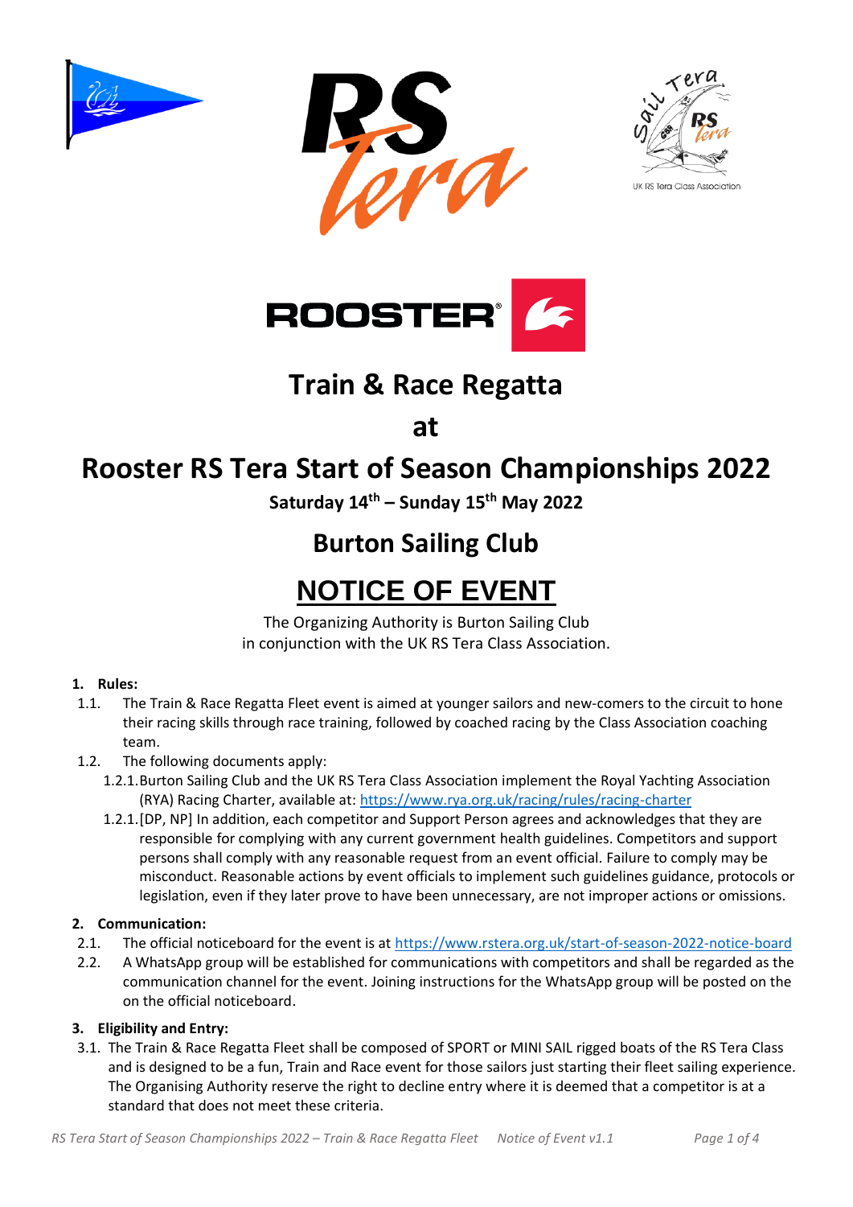# Train & Race Regatta

# at

# Rooster RS Tera Start of Season Championships 2022

**Saturday 14th – Sunday 15th May 2022**

## Burton Sailing Club

# NOTICE OF EVENT

The Organizing Authority is Burton Sailing Club
in conjunction with the UK RS Tera Class Association.

**1. Rules:**

1.1. The Train & Race Regatta Fleet event is aimed at younger sailors and new-comers to the circuit to hone their racing skills through race training, followed by coached racing by the Class Association coaching team.

1.2. The following documents apply:

1.2.1. Burton Sailing Club and the UK RS Tera Class Association implement the Royal Yachting Association (RYA) Racing Charter, available at: https://www.rya.org.uk/racing/rules/racing-charter

1.2.1. [DP, NP] In addition, each competitor and Support Person agrees and acknowledges that they are responsible for complying with any current government health guidelines. Competitors and support persons shall comply with any reasonable request from an event official. Failure to comply may be misconduct. Reasonable actions by event officials to implement such guidelines guidance, protocols or legislation, even if they later prove to have been unnecessary, are not improper actions or omissions.

**2. Communication:**

2.1. The official noticeboard for the event is at https://www.rstera.org.uk/start-of-season-2022-notice-board

2.2. A WhatsApp group will be established for communications with competitors and shall be regarded as the communication channel for the event. Joining instructions for the WhatsApp group will be posted on the on the official noticeboard.

**3. Eligibility and Entry:**

3.1. The Train & Race Regatta Fleet shall be composed of SPORT or MINI SAIL rigged boats of the RS Tera Class and is designed to be a fun, Train and Race event for those sailors just starting their fleet sailing experience. The Organising Authority reserve the right to decline entry where it is deemed that a competitor is at a standard that does not meet these criteria.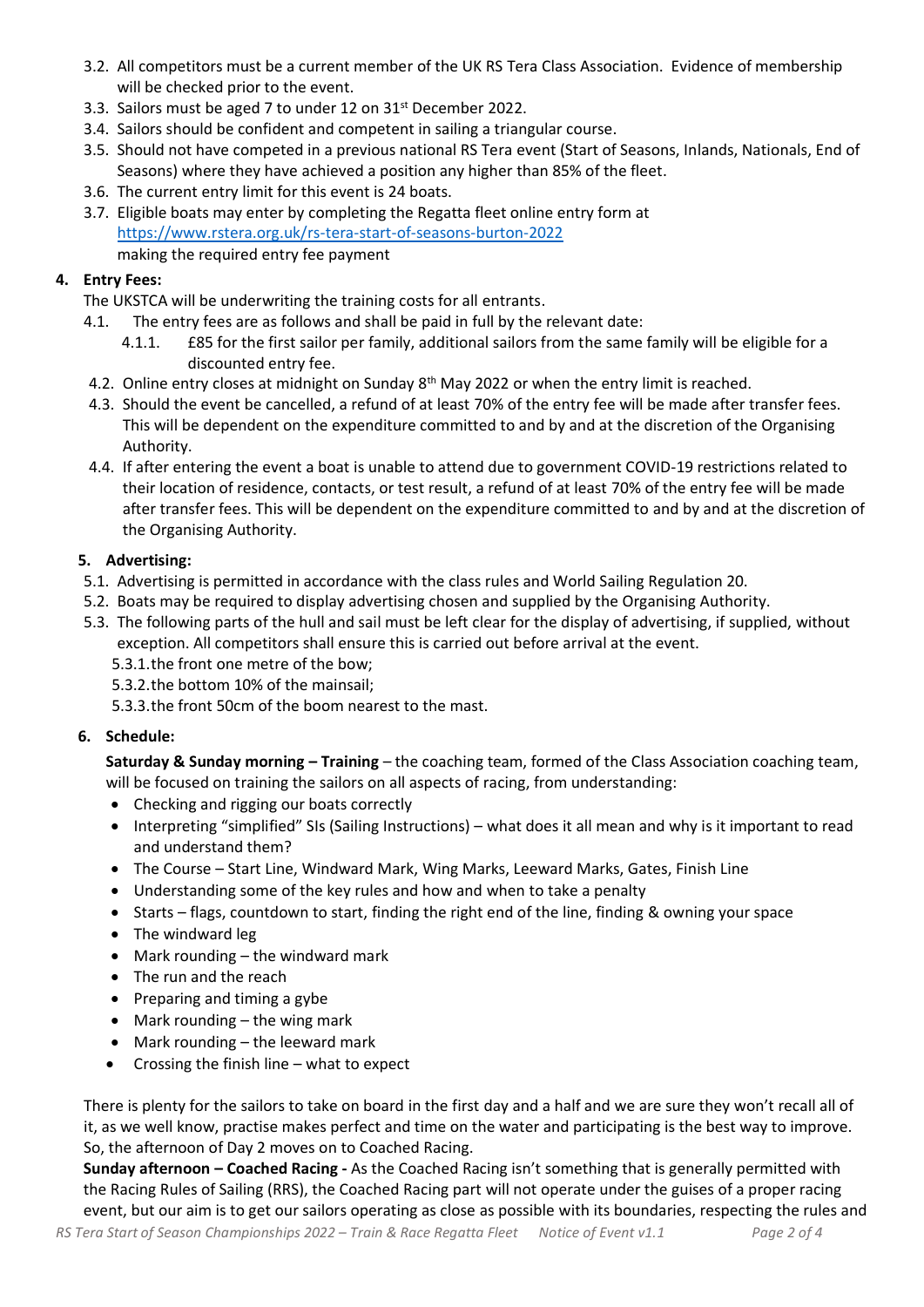3.2. All competitors must be a current member of the UK RS Tera Class Association. Evidence of membership will be checked prior to the event.
3.3. Sailors must be aged 7 to under 12 on 31st December 2022.
3.4. Sailors should be confident and competent in sailing a triangular course.
3.5. Should not have competed in a previous national RS Tera event (Start of Seasons, Inlands, Nationals, End of Seasons) where they have achieved a position any higher than 85% of the fleet.
3.6. The current entry limit for this event is 24 boats.
3.7. Eligible boats may enter by completing the Regatta fleet online entry form at [https://www.rstera.org.uk/rs-tera-start-of-seasons-burton-2022](https://www.rstera.org.uk/rs-tera-start-of-seasons-burton-2022) making the required entry fee payment

**4. Entry Fees:**

The UKSTCA will be underwriting the training costs for all entrants.

4.1. The entry fees are as follows and shall be paid in full by the relevant date:

4.1.1. £85 for the first sailor per family, additional sailors from the same family will be eligible for a discounted entry fee.

4.2. Online entry closes at midnight on Sunday 8th May 2022 or when the entry limit is reached.
4.3. Should the event be cancelled, a refund of at least 70% of the entry fee will be made after transfer fees. This will be dependent on the expenditure committed to and by and at the discretion of the Organising Authority.
4.4. If after entering the event a boat is unable to attend due to government COVID-19 restrictions related to their location of residence, contacts, or test result, a refund of at least 70% of the entry fee will be made after transfer fees. This will be dependent on the expenditure committed to and by and at the discretion of the Organising Authority.

**5. Advertising:**

5.1. Advertising is permitted in accordance with the class rules and World Sailing Regulation 20.
5.2. Boats may be required to display advertising chosen and supplied by the Organising Authority.
5.3. The following parts of the hull and sail must be left clear for the display of advertising, if supplied, without exception. All competitors shall ensure this is carried out before arrival at the event.

5.3.1. the front one metre of the bow;
5.3.2. the bottom 10% of the mainsail;
5.3.3. the front 50cm of the boom nearest to the mast.

**6. Schedule:**

**Saturday & Sunday morning – Training** – the coaching team, formed of the Class Association coaching team, will be focused on training the sailors on all aspects of racing, from understanding:

- Checking and rigging our boats correctly
- Interpreting "simplified" SIs (Sailing Instructions) – what does it all mean and why is it important to read and understand them?
- The Course – Start Line, Windward Mark, Wing Marks, Leeward Marks, Gates, Finish Line
- Understanding some of the key rules and how and when to take a penalty
- Starts – flags, countdown to start, finding the right end of the line, finding & owning your space
- The windward leg
- Mark rounding – the windward mark
- The run and the reach
- Preparing and timing a gybe
- Mark rounding – the wing mark
- Mark rounding – the leeward mark
- Crossing the finish line – what to expect

There is plenty for the sailors to take on board in the first day and a half and we are sure they won't recall all of it, as we well know, practise makes perfect and time on the water and participating is the best way to improve. So, the afternoon of Day 2 moves on to Coached Racing.

**Sunday afternoon – Coached Racing -** As the Coached Racing isn't something that is generally permitted with the Racing Rules of Sailing (RRS), the Coached Racing part will not operate under the guises of a proper racing event, but our aim is to get our sailors operating as close as possible with its boundaries, respecting the rules and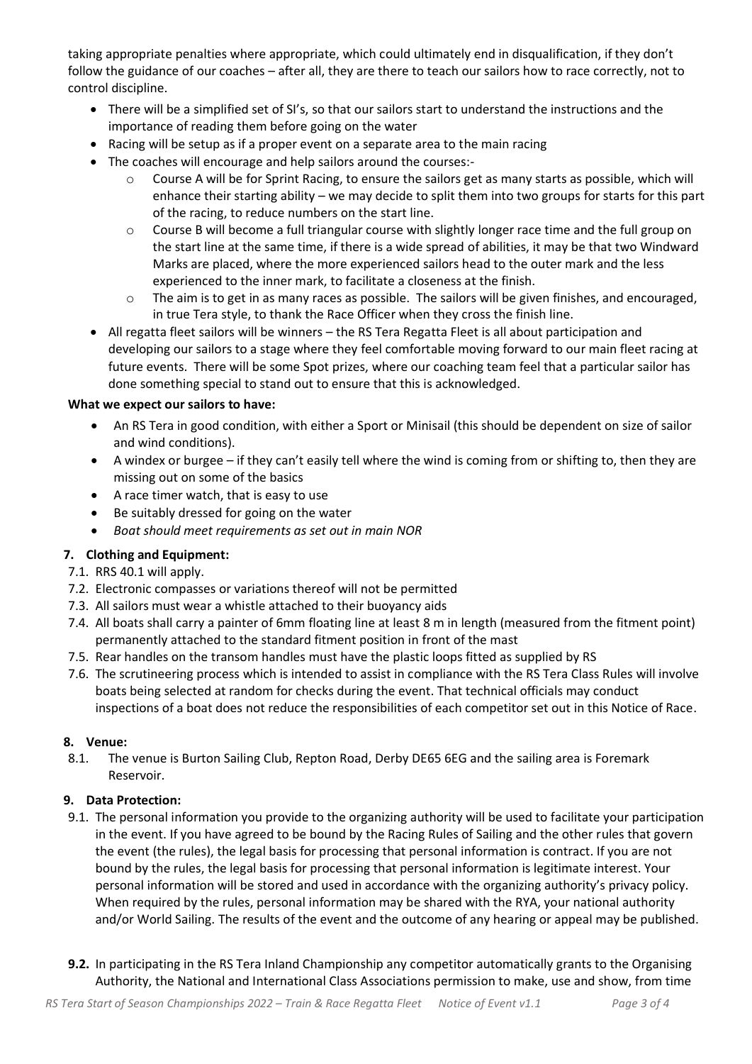taking appropriate penalties where appropriate, which could ultimately end in disqualification, if they don't follow the guidance of our coaches – after all, they are there to teach our sailors how to race correctly, not to control discipline.

- There will be a simplified set of SI's, so that our sailors start to understand the instructions and the importance of reading them before going on the water
- Racing will be setup as if a proper event on a separate area to the main racing
- The coaches will encourage and help sailors around the courses:-
  - Course A will be for Sprint Racing, to ensure the sailors get as many starts as possible, which will enhance their starting ability – we may decide to split them into two groups for starts for this part of the racing, to reduce numbers on the start line.
  - Course B will become a full triangular course with slightly longer race time and the full group on the start line at the same time, if there is a wide spread of abilities, it may be that two Windward Marks are placed, where the more experienced sailors head to the outer mark and the less experienced to the inner mark, to facilitate a closeness at the finish.
  - The aim is to get in as many races as possible. The sailors will be given finishes, and encouraged, in true Tera style, to thank the Race Officer when they cross the finish line.
- All regatta fleet sailors will be winners – the RS Tera Regatta Fleet is all about participation and developing our sailors to a stage where they feel comfortable moving forward to our main fleet racing at future events. There will be some Spot prizes, where our coaching team feel that a particular sailor has done something special to stand out to ensure that this is acknowledged.

**What we expect our sailors to have:**

- An RS Tera in good condition, with either a Sport or Minisail (this should be dependent on size of sailor and wind conditions).
- A windex or burgee – if they can't easily tell where the wind is coming from or shifting to, then they are missing out on some of the basics
- A race timer watch, that is easy to use
- Be suitably dressed for going on the water
- *Boat should meet requirements as set out in main NOR*

### 7. Clothing and Equipment:

7.1. RRS 40.1 will apply.

7.2. Electronic compasses or variations thereof will not be permitted

7.3. All sailors must wear a whistle attached to their buoyancy aids

7.4. All boats shall carry a painter of 6mm floating line at least 8 m in length (measured from the fitment point) permanently attached to the standard fitment position in front of the mast

7.5. Rear handles on the transom handles must have the plastic loops fitted as supplied by RS

7.6. The scrutineering process which is intended to assist in compliance with the RS Tera Class Rules will involve boats being selected at random for checks during the event. That technical officials may conduct inspections of a boat does not reduce the responsibilities of each competitor set out in this Notice of Race.

### 8. Venue:

8.1. The venue is Burton Sailing Club, Repton Road, Derby DE65 6EG and the sailing area is Foremark Reservoir.

### 9. Data Protection:

9.1. The personal information you provide to the organizing authority will be used to facilitate your participation in the event. If you have agreed to be bound by the Racing Rules of Sailing and the other rules that govern the event (the rules), the legal basis for processing that personal information is contract. If you are not bound by the rules, the legal basis for processing that personal information is legitimate interest. Your personal information will be stored and used in accordance with the organizing authority's privacy policy. When required by the rules, personal information may be shared with the RYA, your national authority and/or World Sailing. The results of the event and the outcome of any hearing or appeal may be published.

**9.2.** In participating in the RS Tera Inland Championship any competitor automatically grants to the Organising Authority, the National and International Class Associations permission to make, use and show, from time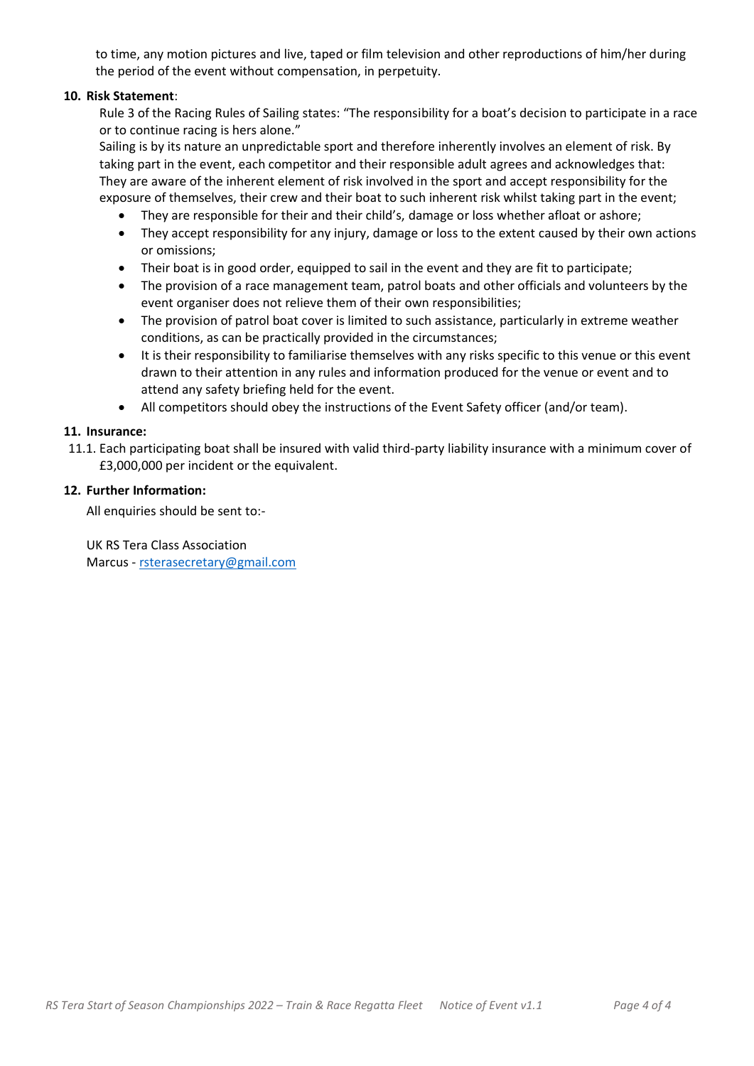to time, any motion pictures and live, taped or film television and other reproductions of him/her during the period of the event without compensation, in perpetuity.

**10. Risk Statement**:

Rule 3 of the Racing Rules of Sailing states: "The responsibility for a boat's decision to participate in a race or to continue racing is hers alone."

Sailing is by its nature an unpredictable sport and therefore inherently involves an element of risk. By taking part in the event, each competitor and their responsible adult agrees and acknowledges that: They are aware of the inherent element of risk involved in the sport and accept responsibility for the exposure of themselves, their crew and their boat to such inherent risk whilst taking part in the event;

- They are responsible for their and their child's, damage or loss whether afloat or ashore;
- They accept responsibility for any injury, damage or loss to the extent caused by their own actions or omissions;
- Their boat is in good order, equipped to sail in the event and they are fit to participate;
- The provision of a race management team, patrol boats and other officials and volunteers by the event organiser does not relieve them of their own responsibilities;
- The provision of patrol boat cover is limited to such assistance, particularly in extreme weather conditions, as can be practically provided in the circumstances;
- It is their responsibility to familiarise themselves with any risks specific to this venue or this event drawn to their attention in any rules and information produced for the venue or event and to attend any safety briefing held for the event.
- All competitors should obey the instructions of the Event Safety officer (and/or team).

**11. Insurance:**

11.1. Each participating boat shall be insured with valid third-party liability insurance with a minimum cover of £3,000,000 per incident or the equivalent.

**12. Further Information:**

All enquiries should be sent to:-

UK RS Tera Class Association
Marcus - rsterasecretary@gmail.com